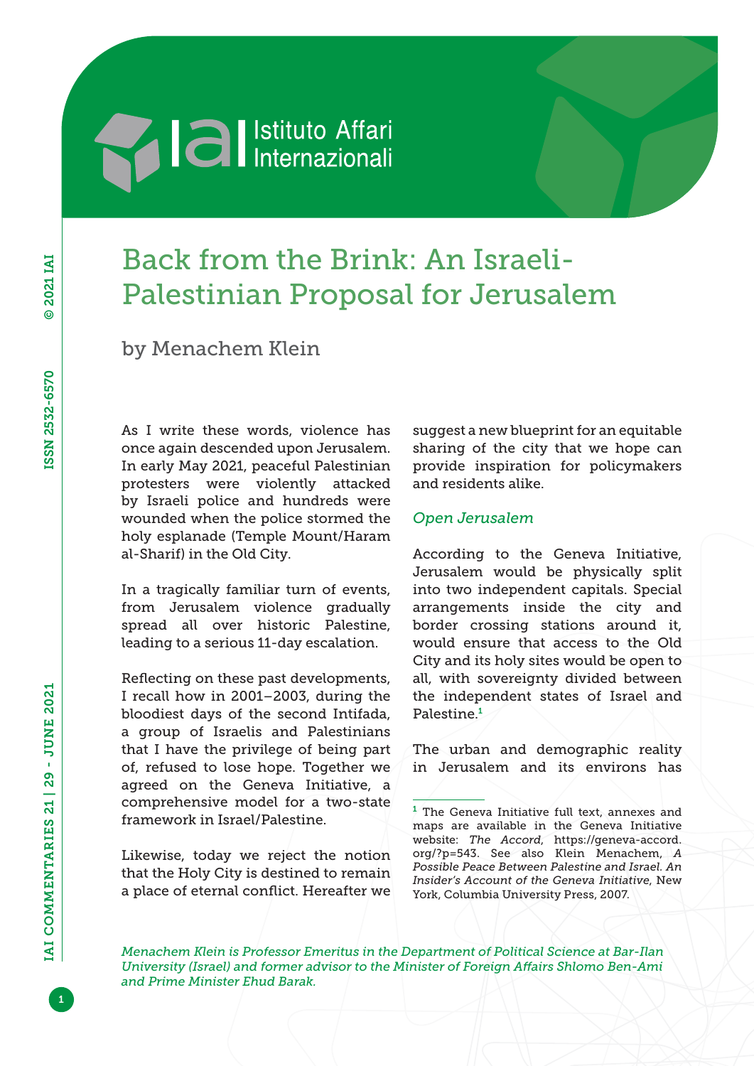# Back from the Brink: An Israeli-Palestinian Proposal for Jerusalem

by Menachem Klein

As I write these words, violence has once again descended upon Jerusalem. In early May 2021, peaceful Palestinian protesters were violently attacked by Israeli police and hundreds were wounded when the police stormed the holy esplanade (Temple Mount/Haram al-Sharif) in the Old City.

In a tragically familiar turn of events, from Jerusalem violence gradually spread all over historic Palestine, leading to a serious 11-day escalation.

Reflecting on these past developments, I recall how in 2001–2003, during the bloodiest days of the second Intifada, a group of Israelis and Palestinians that I have the privilege of being part of, refused to lose hope. Together we agreed on the Geneva Initiative, a comprehensive model for a two-state framework in Israel/Palestine.

Likewise, today we reject the notion that the Holy City is destined to remain a place of eternal conflict. Hereafter we suggest a new blueprint for an equitable sharing of the city that we hope can provide inspiration for policymakers and residents alike.

## *Open Jerusalem*

According to the Geneva Initiative, Jerusalem would be physically split into two independent capitals. Special arrangements inside the city and border crossing stations around it, would ensure that access to the Old City and its holy sites would be open to all, with sovereignty divided between the independent states of Israel and Palestine.[1]

The urban and demographic reality in Jerusalem and its environs has

[1] The Geneva Initiative full text, annexes and maps are available in the Geneva Initiative website: *The Accord*, https://geneva-accord.org/?p=543. See also Klein Menachem, *A Possible Peace Between Palestine and Israel. An Insider's Account of the Geneva Initiative*, New York, Columbia University Press, 2007.

*Menachem Klein is Professor Emeritus in the Department of Political Science at Bar-Ilan University (Israel) and former advisor to the Minister of Foreign Affairs Shlomo Ben-Ami and Prime Minister Ehud Barak.*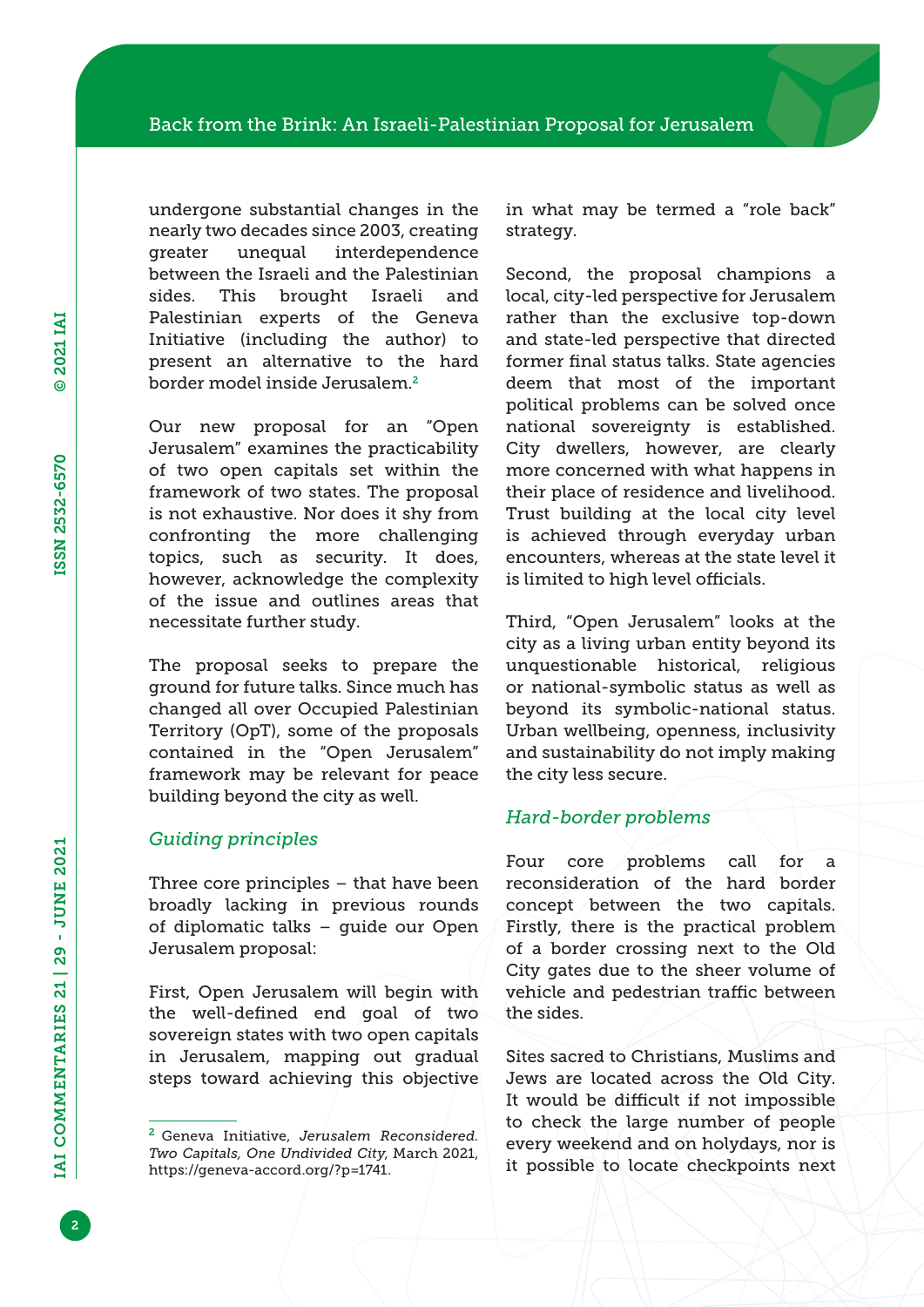undergone substantial changes in the nearly two decades since 2003, creating greater unequal interdependence between the Israeli and the Palestinian sides. This brought Israeli and Palestinian experts of the Geneva Initiative (including the author) to present an alternative to the hard border model inside Jerusalem.[2]

Our new proposal for an "Open Jerusalem" examines the practicability of two open capitals set within the framework of two states. The proposal is not exhaustive. Nor does it shy from confronting the more challenging topics, such as security. It does, however, acknowledge the complexity of the issue and outlines areas that necessitate further study.

The proposal seeks to prepare the ground for future talks. Since much has changed all over Occupied Palestinian Territory (OpT), some of the proposals contained in the "Open Jerusalem" framework may be relevant for peace building beyond the city as well.

### *Guiding principles*

Three core principles – that have been broadly lacking in previous rounds of diplomatic talks – guide our Open Jerusalem proposal:

First, Open Jerusalem will begin with the well-defined end goal of two sovereign states with two open capitals in Jerusalem, mapping out gradual steps toward achieving this objective in what may be termed a "role back" strategy.

Second, the proposal champions a local, city-led perspective for Jerusalem rather than the exclusive top-down and state-led perspective that directed former final status talks. State agencies deem that most of the important political problems can be solved once national sovereignty is established. City dwellers, however, are clearly more concerned with what happens in their place of residence and livelihood. Trust building at the local city level is achieved through everyday urban encounters, whereas at the state level it is limited to high level officials.

Third, "Open Jerusalem" looks at the city as a living urban entity beyond its unquestionable historical, religious or national-symbolic status as well as beyond its symbolic-national status. Urban wellbeing, openness, inclusivity and sustainability do not imply making the city less secure.

### *Hard-border problems*

Four core problems call for a reconsideration of the hard border concept between the two capitals. Firstly, there is the practical problem of a border crossing next to the Old City gates due to the sheer volume of vehicle and pedestrian traffic between the sides.

Sites sacred to Christians, Muslims and Jews are located across the Old City. It would be difficult if not impossible to check the large number of people every weekend and on holydays, nor is it possible to locate checkpoints next

---

[2] Geneva Initiative, *Jerusalem Reconsidered. Two Capitals, One Undivided City*, March 2021, https://geneva-accord.org/?p=1741.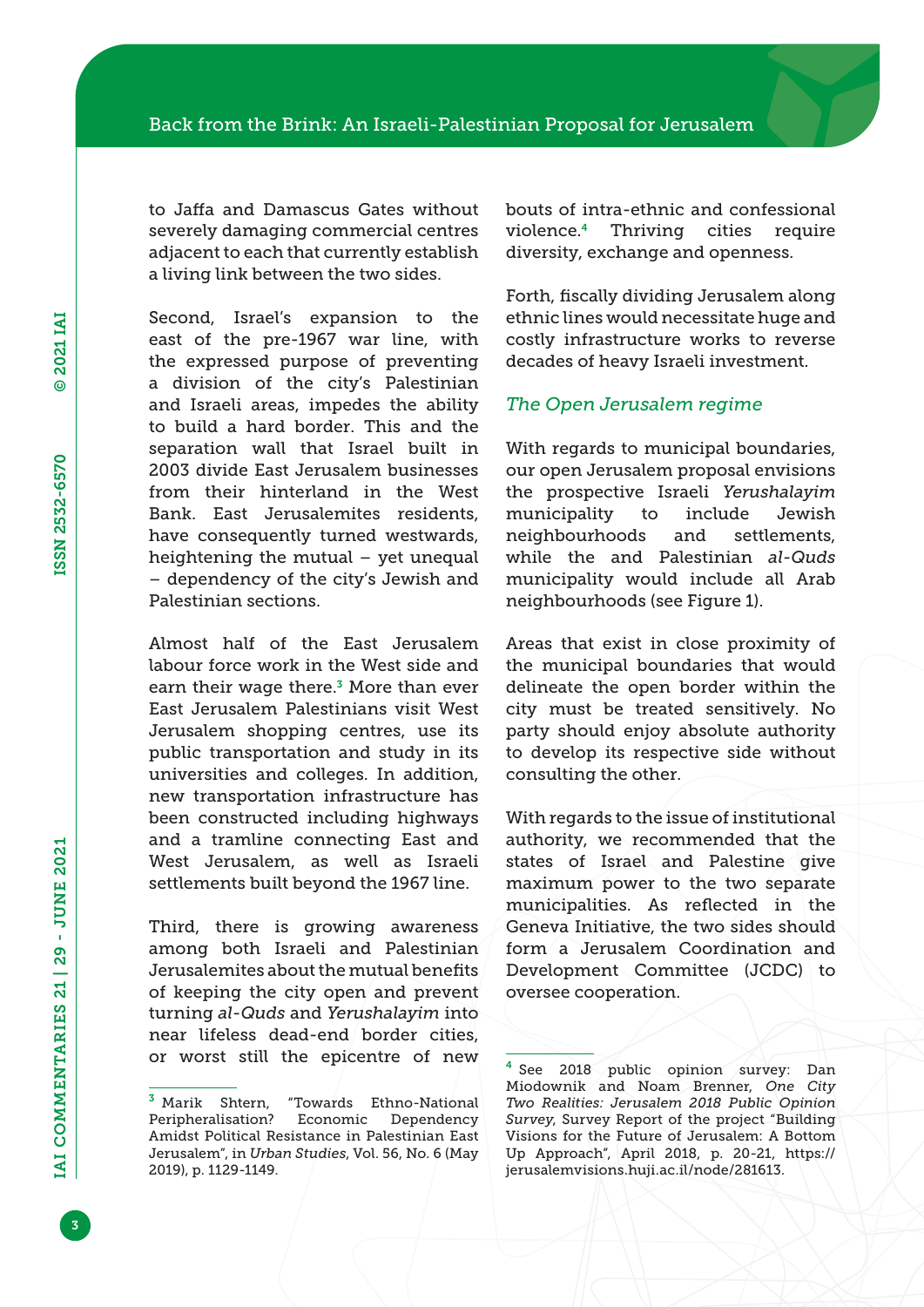to Jaffa and Damascus Gates without severely damaging commercial centres adjacent to each that currently establish a living link between the two sides.

Second, Israel's expansion to the east of the pre-1967 war line, with the expressed purpose of preventing a division of the city's Palestinian and Israeli areas, impedes the ability to build a hard border. This and the separation wall that Israel built in 2003 divide East Jerusalem businesses from their hinterland in the West Bank. East Jerusalemites residents, have consequently turned westwards, heightening the mutual – yet unequal – dependency of the city's Jewish and Palestinian sections.

Almost half of the East Jerusalem labour force work in the West side and earn their wage there.[3] More than ever East Jerusalem Palestinians visit West Jerusalem shopping centres, use its public transportation and study in its universities and colleges. In addition, new transportation infrastructure has been constructed including highways and a tramline connecting East and West Jerusalem, as well as Israeli settlements built beyond the 1967 line.

Third, there is growing awareness among both Israeli and Palestinian Jerusalemites about the mutual benefits of keeping the city open and prevent turning *al-Quds* and *Yerushalayim* into near lifeless dead-end border cities, or worst still the epicentre of new bouts of intra-ethnic and confessional violence.[4] Thriving cities require diversity, exchange and openness.

Forth, fiscally dividing Jerusalem along ethnic lines would necessitate huge and costly infrastructure works to reverse decades of heavy Israeli investment.

### *The Open Jerusalem regime*

With regards to municipal boundaries, our open Jerusalem proposal envisions the prospective Israeli *Yerushalayim* municipality to include Jewish neighbourhoods and settlements, while the and Palestinian *al-Quds* municipality would include all Arab neighbourhoods (see Figure 1).

Areas that exist in close proximity of the municipal boundaries that would delineate the open border within the city must be treated sensitively. No party should enjoy absolute authority to develop its respective side without consulting the other.

With regards to the issue of institutional authority, we recommended that the states of Israel and Palestine give maximum power to the two separate municipalities. As reflected in the Geneva Initiative, the two sides should form a Jerusalem Coordination and Development Committee (JCDC) to oversee cooperation.

---

[3] Marik Shtern, "Towards Ethno-National Peripheralisation? Economic Dependency Amidst Political Resistance in Palestinian East Jerusalem", in *Urban Studies*, Vol. 56, No. 6 (May 2019), p. 1129-1149.

[4] See 2018 public opinion survey: Dan Miodownik and Noam Brenner, *One City Two Realities: Jerusalem 2018 Public Opinion Survey*, Survey Report of the project "Building Visions for the Future of Jerusalem: A Bottom Up Approach", April 2018, p. 20-21, https://jerusalemvisions.huji.ac.il/node/281613.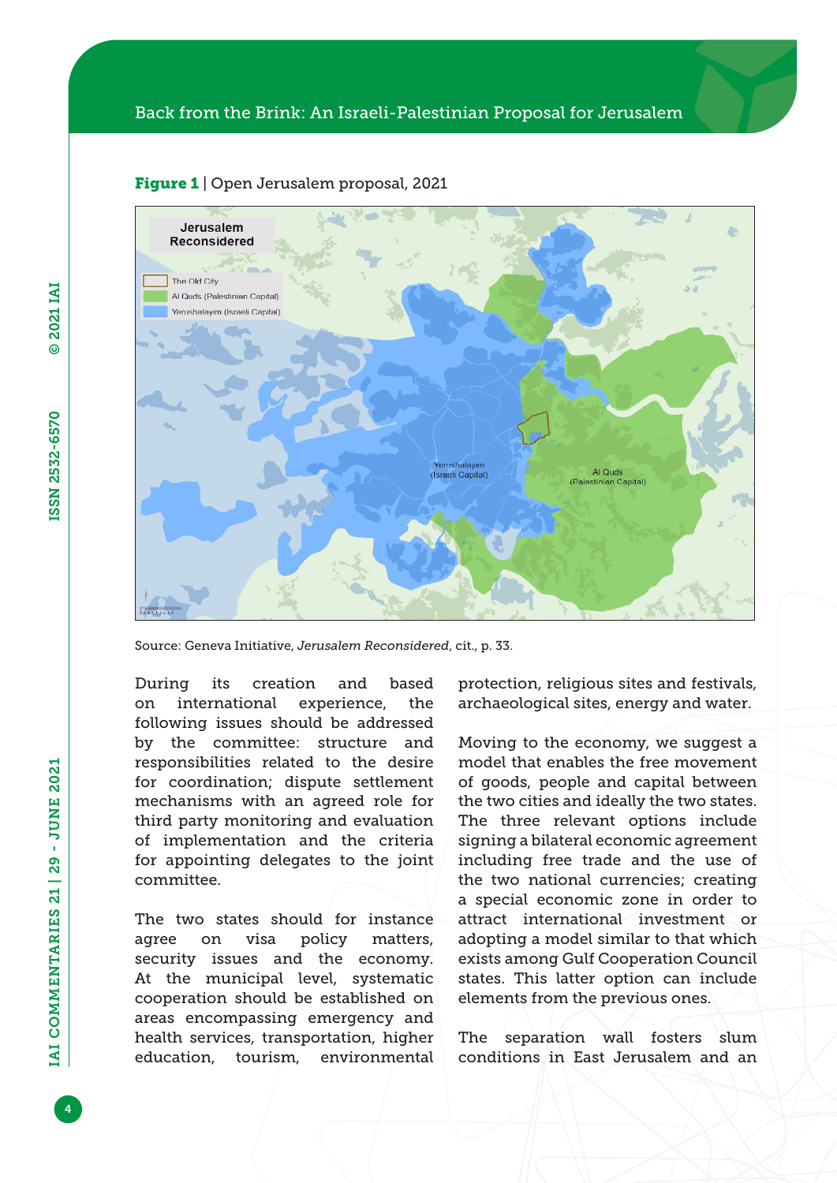**Figure 1** | Open Jerusalem proposal, 2021

Source: Geneva Initiative, *Jerusalem Reconsidered*, cit., p. 33.

During its creation and based on international experience, the following issues should be addressed by the committee: structure and responsibilities related to the desire for coordination; dispute settlement mechanisms with an agreed role for third party monitoring and evaluation of implementation and the criteria for appointing delegates to the joint committee.

The two states should for instance agree on visa policy matters, security issues and the economy. At the municipal level, systematic cooperation should be established on areas encompassing emergency and health services, transportation, higher education, tourism, environmental protection, religious sites and festivals, archaeological sites, energy and water.

Moving to the economy, we suggest a model that enables the free movement of goods, people and capital between the two cities and ideally the two states. The three relevant options include signing a bilateral economic agreement including free trade and the use of the two national currencies; creating a special economic zone in order to attract international investment or adopting a model similar to that which exists among Gulf Cooperation Council states. This latter option can include elements from the previous ones.

The separation wall fosters slum conditions in East Jerusalem and an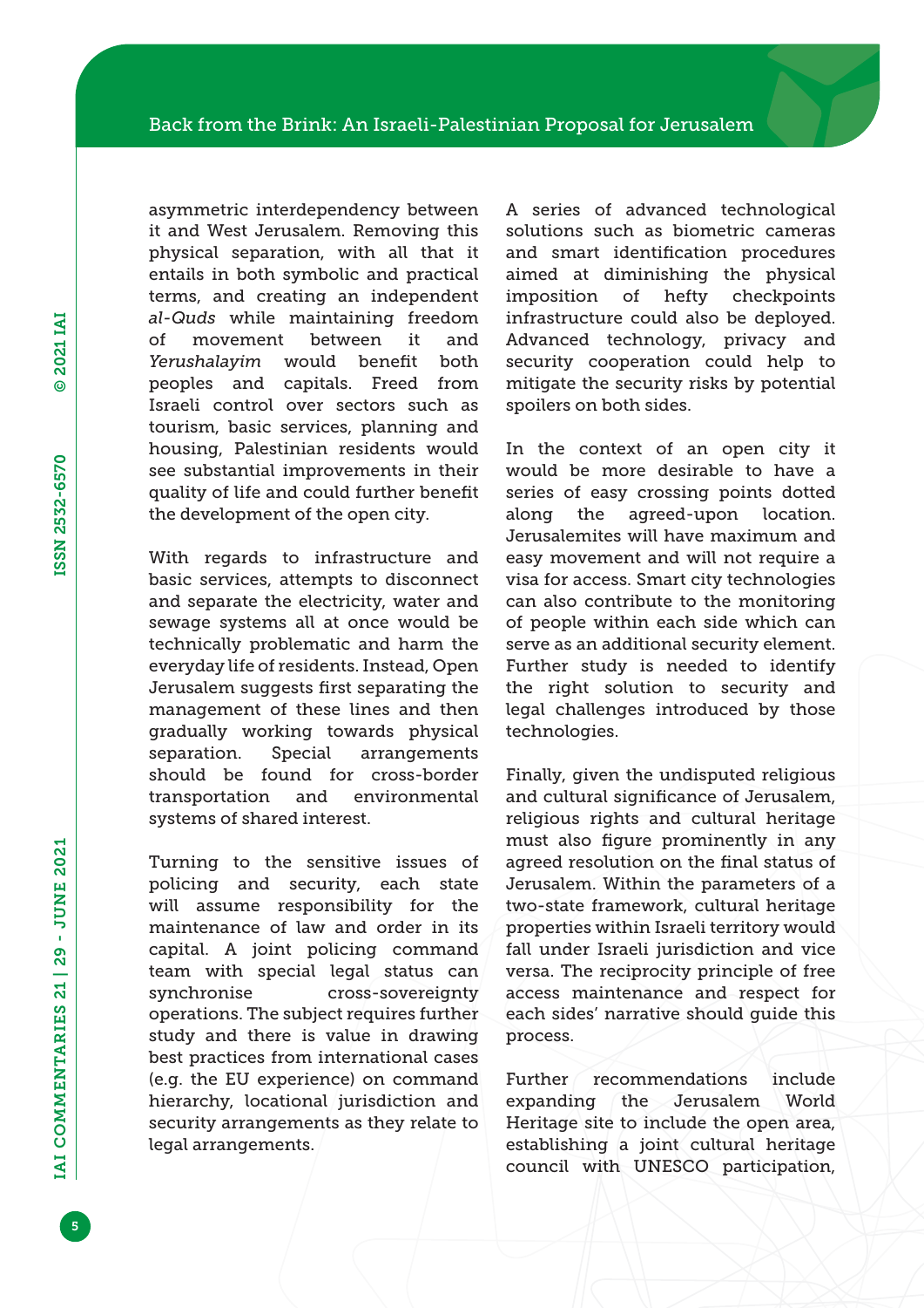asymmetric interdependency between it and West Jerusalem. Removing this physical separation, with all that it entails in both symbolic and practical terms, and creating an independent *al-Quds* while maintaining freedom of movement between it and *Yerushalayim* would benefit both peoples and capitals. Freed from Israeli control over sectors such as tourism, basic services, planning and housing, Palestinian residents would see substantial improvements in their quality of life and could further benefit the development of the open city.

With regards to infrastructure and basic services, attempts to disconnect and separate the electricity, water and sewage systems all at once would be technically problematic and harm the everyday life of residents. Instead, Open Jerusalem suggests first separating the management of these lines and then gradually working towards physical separation. Special arrangements should be found for cross-border transportation and environmental systems of shared interest.

Turning to the sensitive issues of policing and security, each state will assume responsibility for the maintenance of law and order in its capital. A joint policing command team with special legal status can synchronise cross-sovereignty operations. The subject requires further study and there is value in drawing best practices from international cases (e.g. the EU experience) on command hierarchy, locational jurisdiction and security arrangements as they relate to legal arrangements.

A series of advanced technological solutions such as biometric cameras and smart identification procedures aimed at diminishing the physical imposition of hefty checkpoints infrastructure could also be deployed. Advanced technology, privacy and security cooperation could help to mitigate the security risks by potential spoilers on both sides.

In the context of an open city it would be more desirable to have a series of easy crossing points dotted along the agreed-upon location. Jerusalemites will have maximum and easy movement and will not require a visa for access. Smart city technologies can also contribute to the monitoring of people within each side which can serve as an additional security element. Further study is needed to identify the right solution to security and legal challenges introduced by those technologies.

Finally, given the undisputed religious and cultural significance of Jerusalem, religious rights and cultural heritage must also figure prominently in any agreed resolution on the final status of Jerusalem. Within the parameters of a two-state framework, cultural heritage properties within Israeli territory would fall under Israeli jurisdiction and vice versa. The reciprocity principle of free access maintenance and respect for each sides' narrative should guide this process.

Further recommendations include expanding the Jerusalem World Heritage site to include the open area, establishing a joint cultural heritage council with UNESCO participation,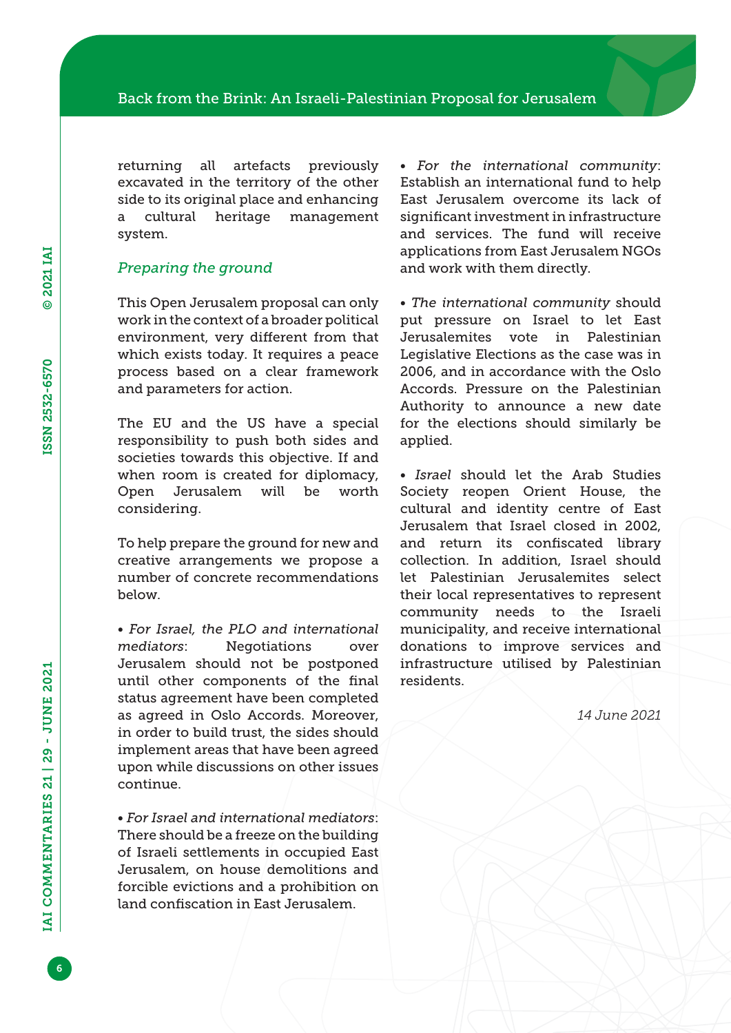returning all artefacts previously excavated in the territory of the other side to its original place and enhancing a cultural heritage management system.

### *Preparing the ground*

This Open Jerusalem proposal can only work in the context of a broader political environment, very different from that which exists today. It requires a peace process based on a clear framework and parameters for action.

The EU and the US have a special responsibility to push both sides and societies towards this objective. If and when room is created for diplomacy, Open Jerusalem will be worth considering.

To help prepare the ground for new and creative arrangements we propose a number of concrete recommendations below.

- *For Israel, the PLO and international mediators*: Negotiations over Jerusalem should not be postponed until other components of the final status agreement have been completed as agreed in Oslo Accords. Moreover, in order to build trust, the sides should implement areas that have been agreed upon while discussions on other issues continue.

- *For Israel and international mediators*: There should be a freeze on the building of Israeli settlements in occupied East Jerusalem, on house demolitions and forcible evictions and a prohibition on land confiscation in East Jerusalem.

- *For the international community*: Establish an international fund to help East Jerusalem overcome its lack of significant investment in infrastructure and services. The fund will receive applications from East Jerusalem NGOs and work with them directly.

- *The international community* should put pressure on Israel to let East Jerusalemites vote in Palestinian Legislative Elections as the case was in 2006, and in accordance with the Oslo Accords. Pressure on the Palestinian Authority to announce a new date for the elections should similarly be applied.

- *Israel* should let the Arab Studies Society reopen Orient House, the cultural and identity centre of East Jerusalem that Israel closed in 2002, and return its confiscated library collection. In addition, Israel should let Palestinian Jerusalemites select their local representatives to represent community needs to the Israeli municipality, and receive international donations to improve services and infrastructure utilised by Palestinian residents.

*14 June 2021*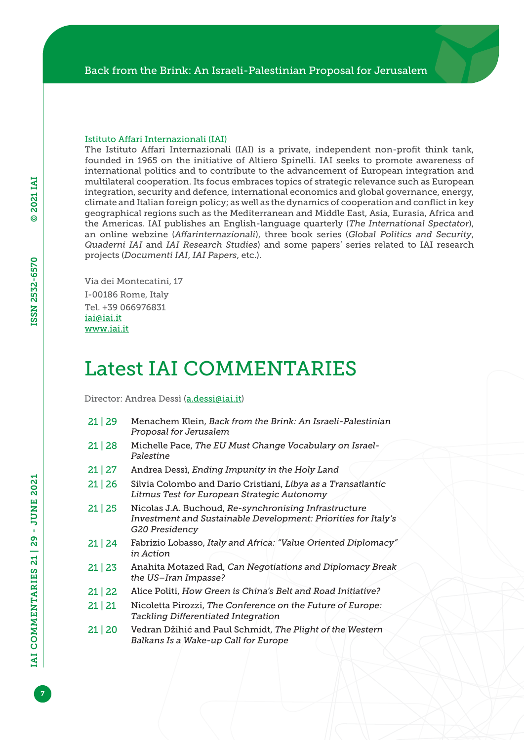Istituto Affari Internazionali (IAI)

The Istituto Affari Internazionali (IAI) is a private, independent non-profit think tank, founded in 1965 on the initiative of Altiero Spinelli. IAI seeks to promote awareness of international politics and to contribute to the advancement of European integration and multilateral cooperation. Its focus embraces topics of strategic relevance such as European integration, security and defence, international economics and global governance, energy, climate and Italian foreign policy; as well as the dynamics of cooperation and conflict in key geographical regions such as the Mediterranean and Middle East, Asia, Eurasia, Africa and the Americas. IAI publishes an English-language quarterly (*The International Spectator*), an online webzine (*Affarinternazionali*), three book series (*Global Politics and Security*, *Quaderni IAI* and *IAI Research Studies*) and some papers' series related to IAI research projects (*Documenti IAI*, *IAI Papers*, etc.).

Via dei Montecatini, 17
I-00186 Rome, Italy
Tel. +39 066976831
iai@iai.it
www.iai.it

# Latest IAI COMMENTARIES

Director: Andrea Dessì (a.dessi@iai.it)

| | |
|---|---|
| 21 \| 29 | Menachem Klein, *Back from the Brink: An Israeli-Palestinian Proposal for Jerusalem* |
| 21 \| 28 | Michelle Pace, *The EU Must Change Vocabulary on Israel-Palestine* |
| 21 \| 27 | Andrea Dessì, *Ending Impunity in the Holy Land* |
| 21 \| 26 | Silvia Colombo and Dario Cristiani, *Libya as a Transatlantic Litmus Test for European Strategic Autonomy* |
| 21 \| 25 | Nicolas J.A. Buchoud, *Re-synchronising Infrastructure Investment and Sustainable Development: Priorities for Italy's G20 Presidency* |
| 21 \| 24 | Fabrizio Lobasso, *Italy and Africa: "Value Oriented Diplomacy" in Action* |
| 21 \| 23 | Anahita Motazed Rad, *Can Negotiations and Diplomacy Break the US–Iran Impasse?* |
| 21 \| 22 | Alice Politi, *How Green is China's Belt and Road Initiative?* |
| 21 \| 21 | Nicoletta Pirozzi, *The Conference on the Future of Europe: Tackling Differentiated Integration* |
| 21 \| 20 | Vedran Džihić and Paul Schmidt, *The Plight of the Western Balkans Is a Wake-up Call for Europe* |